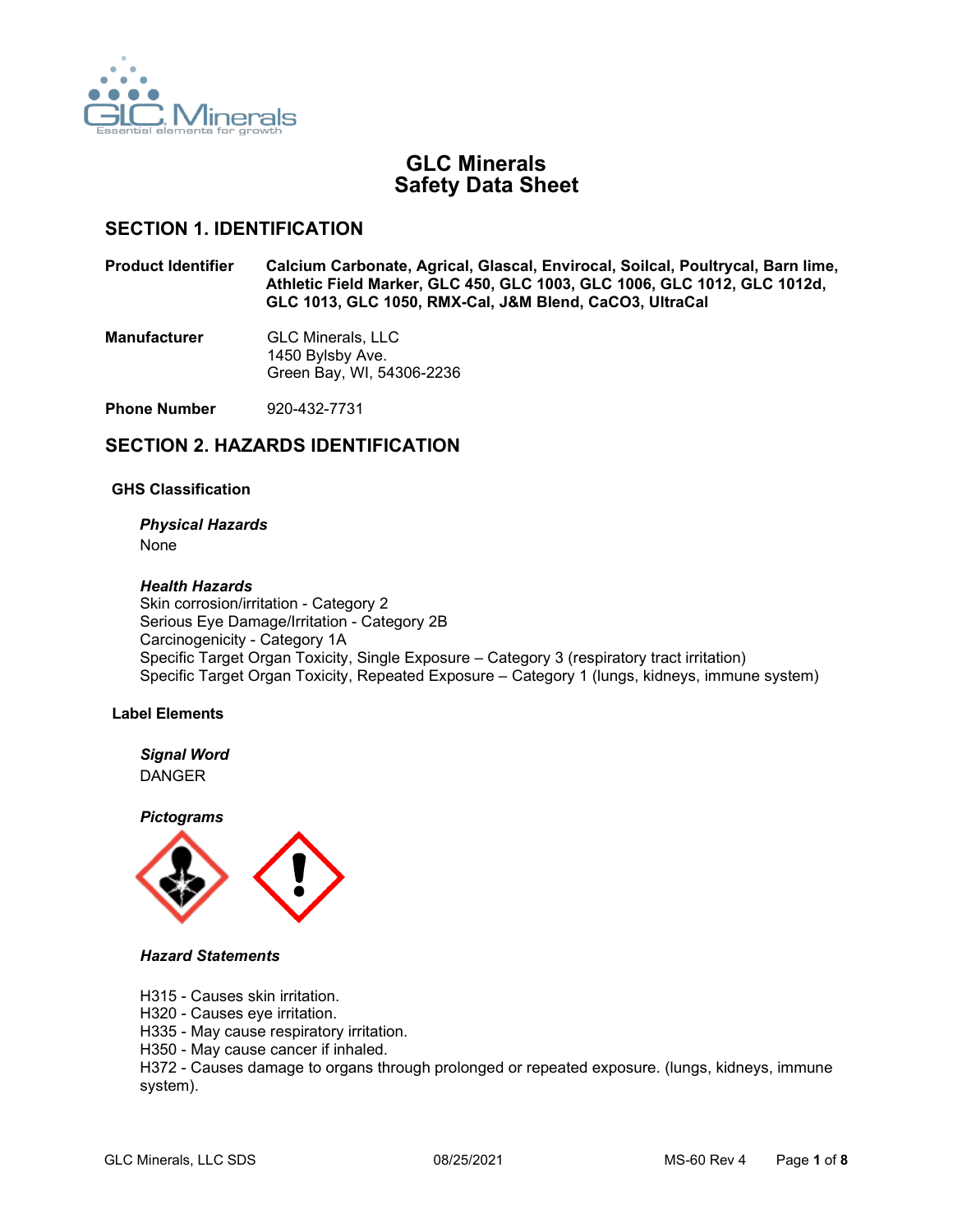# GLC Minerals Safety Data Sheet

## SECTION 1. IDENTIFICATION

**Product Identifier** **Calcium Carbonate, Agrical, Glascal, Envirocal, Soilcal, Poultrycal, Barn lime, Athletic Field Marker, GLC 450, GLC 1003, GLC 1006, GLC 1012, GLC 1012d, GLC 1013, GLC 1050, RMX-Cal, J&M Blend, CaCO3, UltraCal**

**Manufacturer**
GLC Minerals, LLC
1450 Bylsby Ave.
Green Bay, WI, 54306-2236

**Phone Number** 920-432-7731

## SECTION 2. HAZARDS IDENTIFICATION

### GHS Classification

***Physical Hazards***
None

***Health Hazards***
Skin corrosion/irritation - Category 2
Serious Eye Damage/Irritation - Category 2B
Carcinogenicity - Category 1A
Specific Target Organ Toxicity, Single Exposure – Category 3 (respiratory tract irritation)
Specific Target Organ Toxicity, Repeated Exposure – Category 1 (lungs, kidneys, immune system)

### Label Elements

***Signal Word***
DANGER

***Pictograms***

***Hazard Statements***

H315 - Causes skin irritation.
H320 - Causes eye irritation.
H335 - May cause respiratory irritation.
H350 - May cause cancer if inhaled.
H372 - Causes damage to organs through prolonged or repeated exposure. (lungs, kidneys, immune system).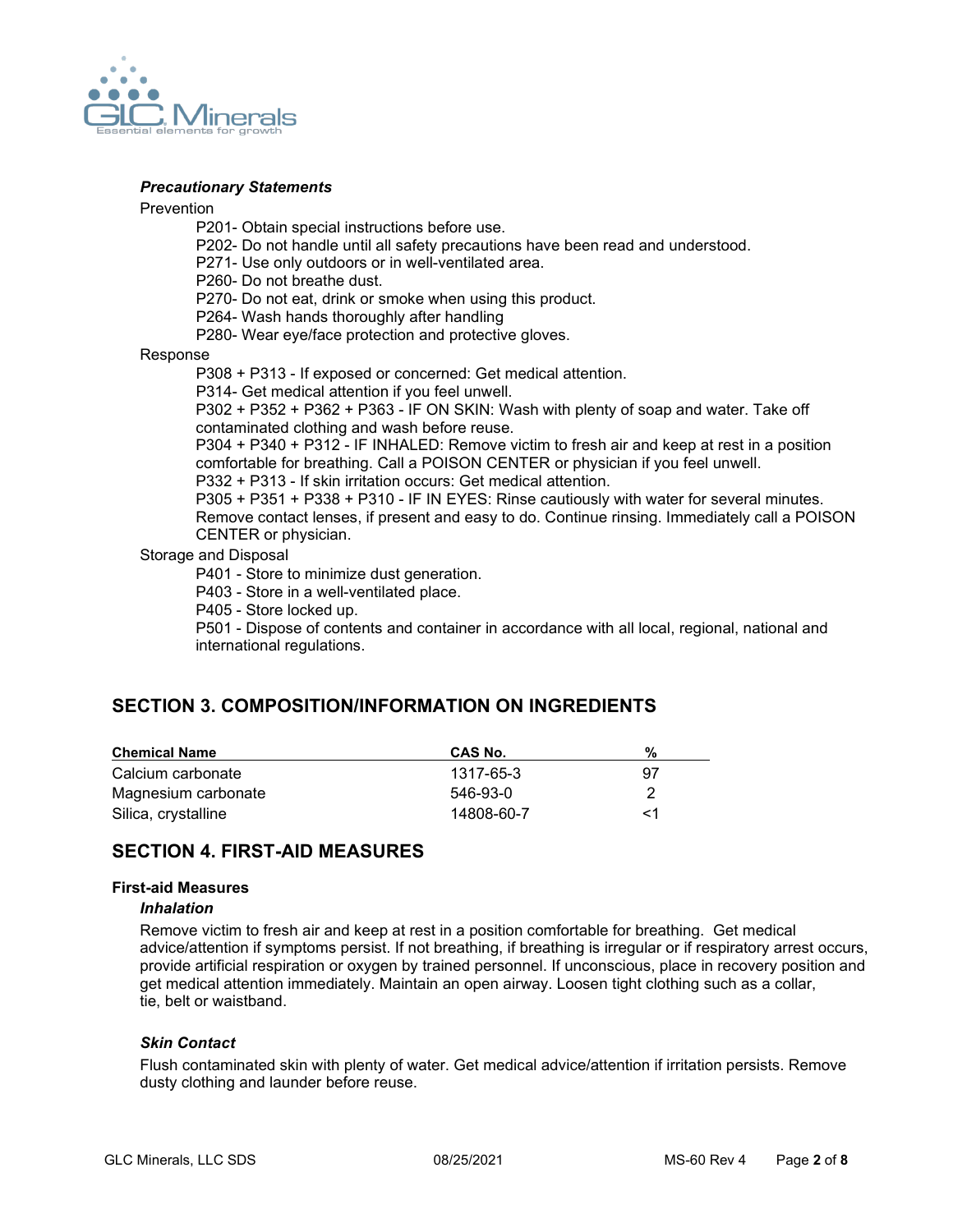### *Precautionary Statements*

Prevention

P201- Obtain special instructions before use.
P202- Do not handle until all safety precautions have been read and understood.
P271- Use only outdoors or in well-ventilated area.
P260- Do not breathe dust.
P270- Do not eat, drink or smoke when using this product.
P264- Wash hands thoroughly after handling
P280- Wear eye/face protection and protective gloves.

Response

P308 + P313 - If exposed or concerned: Get medical attention.
P314- Get medical attention if you feel unwell.
P302 + P352 + P362 + P363 - IF ON SKIN: Wash with plenty of soap and water. Take off contaminated clothing and wash before reuse.
P304 + P340 + P312 - IF INHALED: Remove victim to fresh air and keep at rest in a position comfortable for breathing. Call a POISON CENTER or physician if you feel unwell.
P332 + P313 - If skin irritation occurs: Get medical attention.
P305 + P351 + P338 + P310 - IF IN EYES: Rinse cautiously with water for several minutes. Remove contact lenses, if present and easy to do. Continue rinsing. Immediately call a POISON CENTER or physician.

Storage and Disposal

P401 - Store to minimize dust generation.
P403 - Store in a well-ventilated place.
P405 - Store locked up.
P501 - Dispose of contents and container in accordance with all local, regional, national and international regulations.

## SECTION 3. COMPOSITION/INFORMATION ON INGREDIENTS

| Chemical Name | CAS No. | % |
|---|---|---|
| Calcium carbonate | 1317-65-3 | 97 |
| Magnesium carbonate | 546-93-0 | 2 |
| Silica, crystalline | 14808-60-7 | <1 |

## SECTION 4. FIRST-AID MEASURES

**First-aid Measures**

***Inhalation***

Remove victim to fresh air and keep at rest in a position comfortable for breathing. Get medical advice/attention if symptoms persist. If not breathing, if breathing is irregular or if respiratory arrest occurs, provide artificial respiration or oxygen by trained personnel. If unconscious, place in recovery position and get medical attention immediately. Maintain an open airway. Loosen tight clothing such as a collar, tie, belt or waistband.

***Skin Contact***

Flush contaminated skin with plenty of water. Get medical advice/attention if irritation persists. Remove dusty clothing and launder before reuse.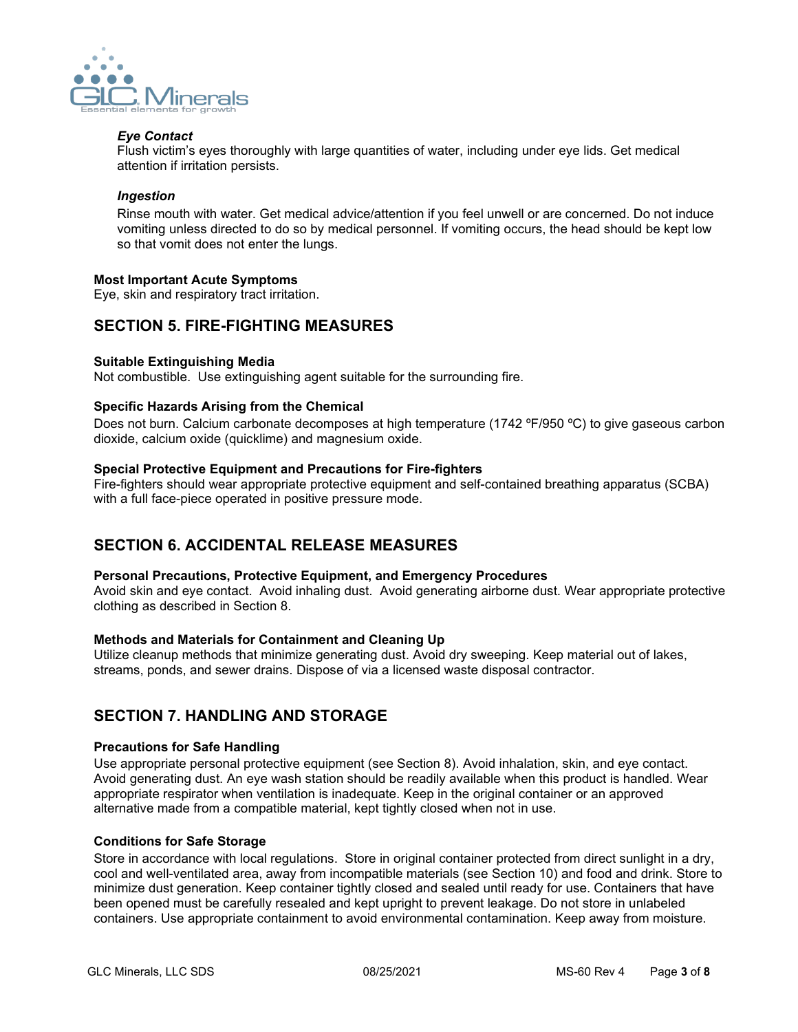### *Eye Contact*

Flush victim's eyes thoroughly with large quantities of water, including under eye lids. Get medical attention if irritation persists.

### *Ingestion*

Rinse mouth with water. Get medical advice/attention if you feel unwell or are concerned. Do not induce vomiting unless directed to do so by medical personnel. If vomiting occurs, the head should be kept low so that vomit does not enter the lungs.

**Most Important Acute Symptoms**

Eye, skin and respiratory tract irritation.

## SECTION 5. FIRE-FIGHTING MEASURES

**Suitable Extinguishing Media**

Not combustible. Use extinguishing agent suitable for the surrounding fire.

**Specific Hazards Arising from the Chemical**

Does not burn. Calcium carbonate decomposes at high temperature (1742 ºF/950 ºC) to give gaseous carbon dioxide, calcium oxide (quicklime) and magnesium oxide.

**Special Protective Equipment and Precautions for Fire-fighters**

Fire-fighters should wear appropriate protective equipment and self-contained breathing apparatus (SCBA) with a full face-piece operated in positive pressure mode.

## SECTION 6. ACCIDENTAL RELEASE MEASURES

**Personal Precautions, Protective Equipment, and Emergency Procedures**

Avoid skin and eye contact. Avoid inhaling dust. Avoid generating airborne dust. Wear appropriate protective clothing as described in Section 8.

**Methods and Materials for Containment and Cleaning Up**

Utilize cleanup methods that minimize generating dust. Avoid dry sweeping. Keep material out of lakes, streams, ponds, and sewer drains. Dispose of via a licensed waste disposal contractor.

## SECTION 7. HANDLING AND STORAGE

**Precautions for Safe Handling**

Use appropriate personal protective equipment (see Section 8). Avoid inhalation, skin, and eye contact. Avoid generating dust. An eye wash station should be readily available when this product is handled. Wear appropriate respirator when ventilation is inadequate. Keep in the original container or an approved alternative made from a compatible material, kept tightly closed when not in use.

**Conditions for Safe Storage**

Store in accordance with local regulations. Store in original container protected from direct sunlight in a dry, cool and well-ventilated area, away from incompatible materials (see Section 10) and food and drink. Store to minimize dust generation. Keep container tightly closed and sealed until ready for use. Containers that have been opened must be carefully resealed and kept upright to prevent leakage. Do not store in unlabeled containers. Use appropriate containment to avoid environmental contamination. Keep away from moisture.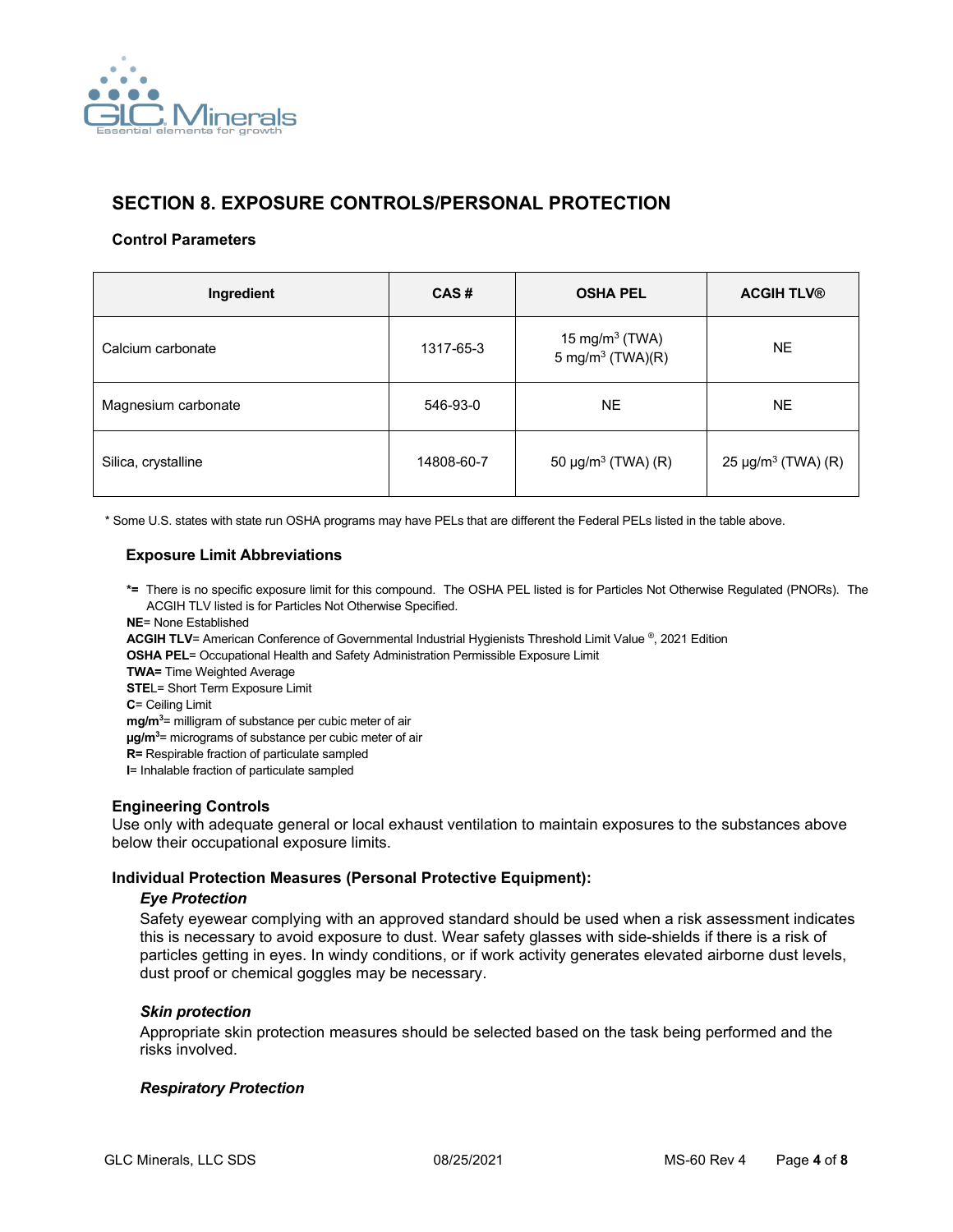## SECTION 8. EXPOSURE CONTROLS/PERSONAL PROTECTION

### Control Parameters

| Ingredient | CAS # | OSHA PEL | ACGIH TLV® |
|---|---|---|---|
| Calcium carbonate | 1317-65-3 | 15 mg/m³ (TWA)<br>5 mg/m³ (TWA)(R) | NE |
| Magnesium carbonate | 546-93-0 | NE | NE |
| Silica, crystalline | 14808-60-7 | 50 µg/m³ (TWA) (R) | 25 µg/m³ (TWA) (R) |

* Some U.S. states with state run OSHA programs may have PELs that are different the Federal PELs listed in the table above.

### Exposure Limit Abbreviations

**\*=** There is no specific exposure limit for this compound. The OSHA PEL listed is for Particles Not Otherwise Regulated (PNORs). The ACGIH TLV listed is for Particles Not Otherwise Specified.
**NE**= None Established
**ACGIH TLV**= American Conference of Governmental Industrial Hygienists Threshold Limit Value ®, 2021 Edition
**OSHA PEL**= Occupational Health and Safety Administration Permissible Exposure Limit
**TWA=** Time Weighted Average
**STEL**= Short Term Exposure Limit
**C**= Ceiling Limit
**mg/m³**= milligram of substance per cubic meter of air
**µg/m³**= micrograms of substance per cubic meter of air
**R=** Respirable fraction of particulate sampled
**I**= Inhalable fraction of particulate sampled

### Engineering Controls

Use only with adequate general or local exhaust ventilation to maintain exposures to the substances above below their occupational exposure limits.

### Individual Protection Measures (Personal Protective Equipment):

***Eye Protection***

Safety eyewear complying with an approved standard should be used when a risk assessment indicates this is necessary to avoid exposure to dust. Wear safety glasses with side-shields if there is a risk of particles getting in eyes. In windy conditions, or if work activity generates elevated airborne dust levels, dust proof or chemical goggles may be necessary.

***Skin protection***

Appropriate skin protection measures should be selected based on the task being performed and the risks involved.

***Respiratory Protection***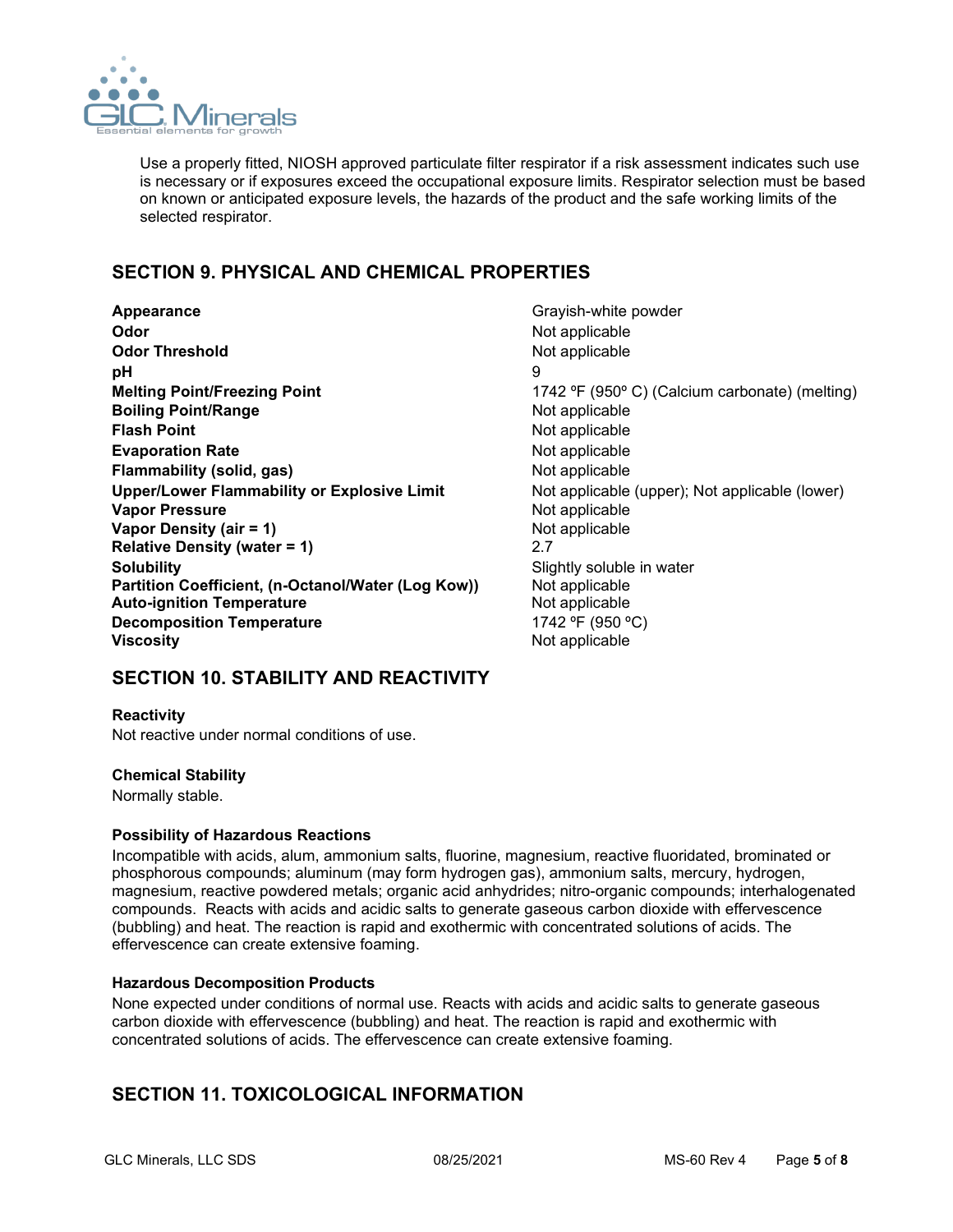Use a properly fitted, NIOSH approved particulate filter respirator if a risk assessment indicates such use is necessary or if exposures exceed the occupational exposure limits. Respirator selection must be based on known or anticipated exposure levels, the hazards of the product and the safe working limits of the selected respirator.

## SECTION 9. PHYSICAL AND CHEMICAL PROPERTIES

| | |
|---|---|
| **Appearance** | Grayish-white powder |
| **Odor** | Not applicable |
| **Odor Threshold** | Not applicable |
| **pH** | 9 |
| **Melting Point/Freezing Point** | 1742 ºF (950º C) (Calcium carbonate) (melting) |
| **Boiling Point/Range** | Not applicable |
| **Flash Point** | Not applicable |
| **Evaporation Rate** | Not applicable |
| **Flammability (solid, gas)** | Not applicable |
| **Upper/Lower Flammability or Explosive Limit** | Not applicable (upper); Not applicable (lower) |
| **Vapor Pressure** | Not applicable |
| **Vapor Density (air = 1)** | Not applicable |
| **Relative Density (water = 1)** | 2.7 |
| **Solubility** | Slightly soluble in water |
| **Partition Coefficient, (n-Octanol/Water (Log Kow))** | Not applicable |
| **Auto-ignition Temperature** | Not applicable |
| **Decomposition Temperature** | 1742 ºF (950 ºC) |
| **Viscosity** | Not applicable |

## SECTION 10. STABILITY AND REACTIVITY

**Reactivity**

Not reactive under normal conditions of use.

**Chemical Stability**

Normally stable.

**Possibility of Hazardous Reactions**

Incompatible with acids, alum, ammonium salts, fluorine, magnesium, reactive fluoridated, brominated or phosphorous compounds; aluminum (may form hydrogen gas), ammonium salts, mercury, hydrogen, magnesium, reactive powdered metals; organic acid anhydrides; nitro-organic compounds; interhalogenated compounds. Reacts with acids and acidic salts to generate gaseous carbon dioxide with effervescence (bubbling) and heat. The reaction is rapid and exothermic with concentrated solutions of acids. The effervescence can create extensive foaming.

**Hazardous Decomposition Products**

None expected under conditions of normal use. Reacts with acids and acidic salts to generate gaseous carbon dioxide with effervescence (bubbling) and heat. The reaction is rapid and exothermic with concentrated solutions of acids. The effervescence can create extensive foaming.

## SECTION 11. TOXICOLOGICAL INFORMATION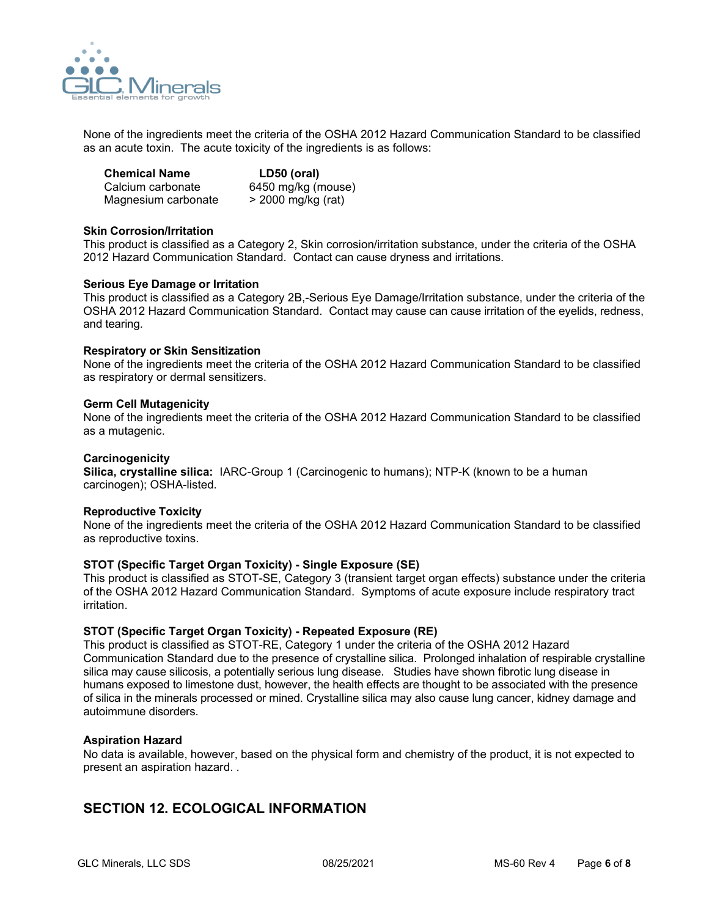None of the ingredients meet the criteria of the OSHA 2012 Hazard Communication Standard to be classified as an acute toxin. The acute toxicity of the ingredients is as follows:

| Chemical Name | LD50 (oral) |
|---|---|
| Calcium carbonate | 6450 mg/kg (mouse) |
| Magnesium carbonate | > 2000 mg/kg (rat) |

**Skin Corrosion/Irritation**
This product is classified as a Category 2, Skin corrosion/irritation substance, under the criteria of the OSHA 2012 Hazard Communication Standard. Contact can cause dryness and irritations.

**Serious Eye Damage or Irritation**
This product is classified as a Category 2B,-Serious Eye Damage/Irritation substance, under the criteria of the OSHA 2012 Hazard Communication Standard. Contact may cause can cause irritation of the eyelids, redness, and tearing.

**Respiratory or Skin Sensitization**
None of the ingredients meet the criteria of the OSHA 2012 Hazard Communication Standard to be classified as respiratory or dermal sensitizers.

**Germ Cell Mutagenicity**
None of the ingredients meet the criteria of the OSHA 2012 Hazard Communication Standard to be classified as a mutagenic.

**Carcinogenicity**
**Silica, crystalline silica:** IARC-Group 1 (Carcinogenic to humans); NTP-K (known to be a human carcinogen); OSHA-listed.

**Reproductive Toxicity**
None of the ingredients meet the criteria of the OSHA 2012 Hazard Communication Standard to be classified as reproductive toxins.

**STOT (Specific Target Organ Toxicity) - Single Exposure (SE)**
This product is classified as STOT-SE, Category 3 (transient target organ effects) substance under the criteria of the OSHA 2012 Hazard Communication Standard. Symptoms of acute exposure include respiratory tract irritation.

**STOT (Specific Target Organ Toxicity) - Repeated Exposure (RE)**
This product is classified as STOT-RE, Category 1 under the criteria of the OSHA 2012 Hazard Communication Standard due to the presence of crystalline silica. Prolonged inhalation of respirable crystalline silica may cause silicosis, a potentially serious lung disease. Studies have shown fibrotic lung disease in humans exposed to limestone dust, however, the health effects are thought to be associated with the presence of silica in the minerals processed or mined. Crystalline silica may also cause lung cancer, kidney damage and autoimmune disorders.

**Aspiration Hazard**
No data is available, however, based on the physical form and chemistry of the product, it is not expected to present an aspiration hazard. .

## SECTION 12. ECOLOGICAL INFORMATION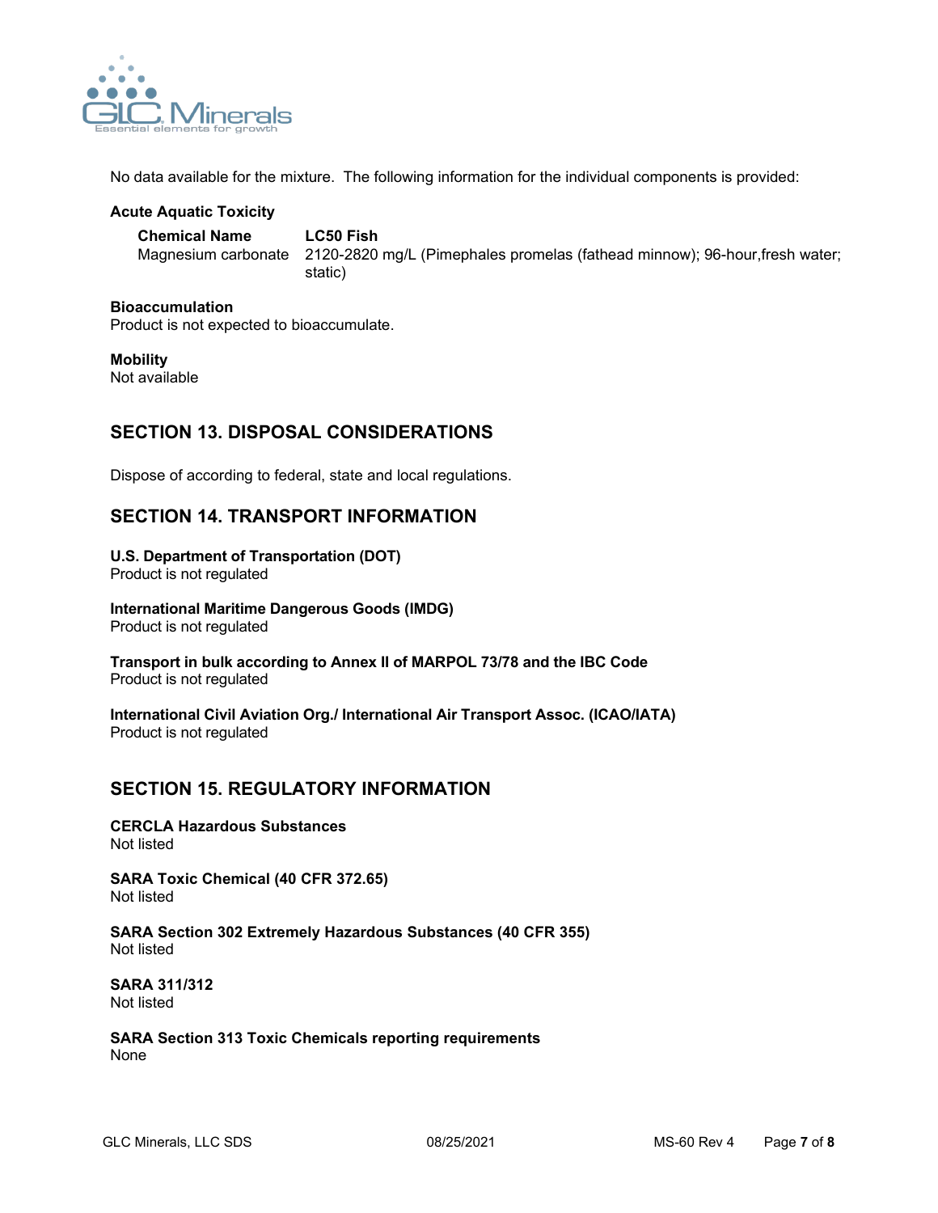No data available for the mixture. The following information for the individual components is provided:

**Acute Aquatic Toxicity**

| Chemical Name | LC50 Fish |
| --- | --- |
| Magnesium carbonate | 2120-2820 mg/L (Pimephales promelas (fathead minnow); 96-hour,fresh water; static) |

**Bioaccumulation**
Product is not expected to bioaccumulate.

**Mobility**
Not available

## SECTION 13. DISPOSAL CONSIDERATIONS

Dispose of according to federal, state and local regulations.

## SECTION 14. TRANSPORT INFORMATION

**U.S. Department of Transportation (DOT)**
Product is not regulated

**International Maritime Dangerous Goods (IMDG)**
Product is not regulated

**Transport in bulk according to Annex II of MARPOL 73/78 and the IBC Code**
Product is not regulated

**International Civil Aviation Org./ International Air Transport Assoc. (ICAO/IATA)**
Product is not regulated

## SECTION 15. REGULATORY INFORMATION

**CERCLA Hazardous Substances**
Not listed

**SARA Toxic Chemical (40 CFR 372.65)**
Not listed

**SARA Section 302 Extremely Hazardous Substances (40 CFR 355)**
Not listed

**SARA 311/312**
Not listed

**SARA Section 313 Toxic Chemicals reporting requirements**
None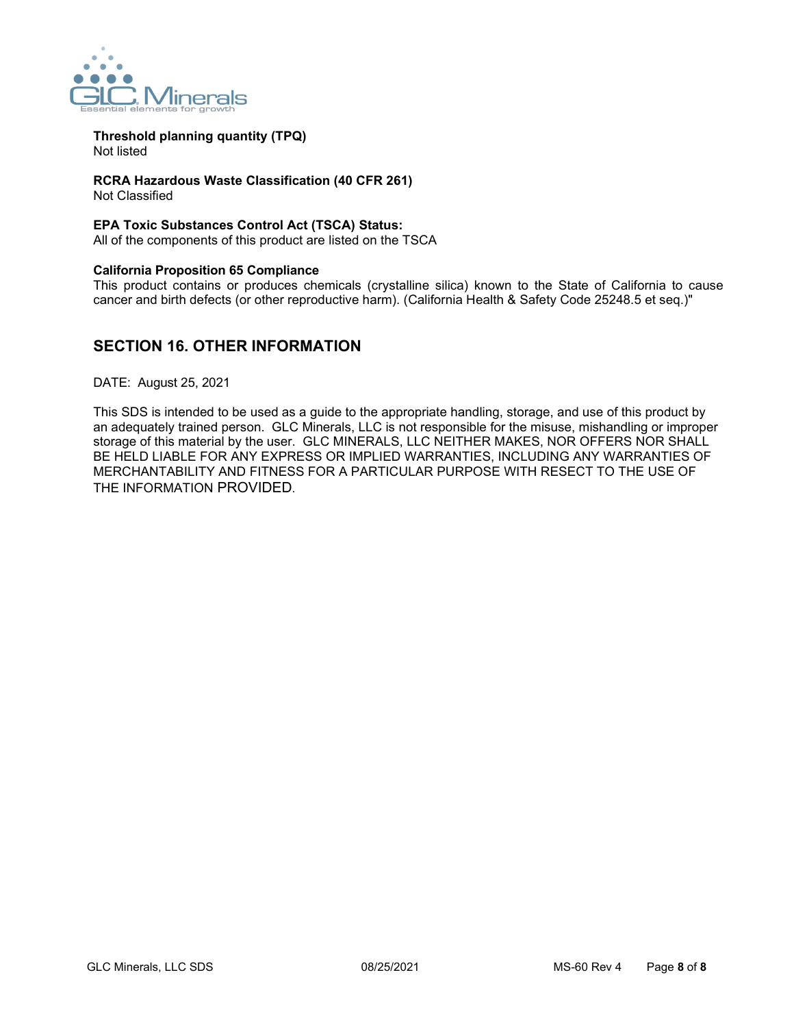**Threshold planning quantity (TPQ)**
Not listed

**RCRA Hazardous Waste Classification (40 CFR 261)**
Not Classified

**EPA Toxic Substances Control Act (TSCA) Status:**
All of the components of this product are listed on the TSCA

**California Proposition 65 Compliance**
This product contains or produces chemicals (crystalline silica) known to the State of California to cause cancer and birth defects (or other reproductive harm). (California Health & Safety Code 25248.5 et seq.)"

## SECTION 16. OTHER INFORMATION

DATE: August 25, 2021

This SDS is intended to be used as a guide to the appropriate handling, storage, and use of this product by an adequately trained person. GLC Minerals, LLC is not responsible for the misuse, mishandling or improper storage of this material by the user. GLC MINERALS, LLC NEITHER MAKES, NOR OFFERS NOR SHALL BE HELD LIABLE FOR ANY EXPRESS OR IMPLIED WARRANTIES, INCLUDING ANY WARRANTIES OF MERCHANTABILITY AND FITNESS FOR A PARTICULAR PURPOSE WITH RESECT TO THE USE OF THE INFORMATION PROVIDED.